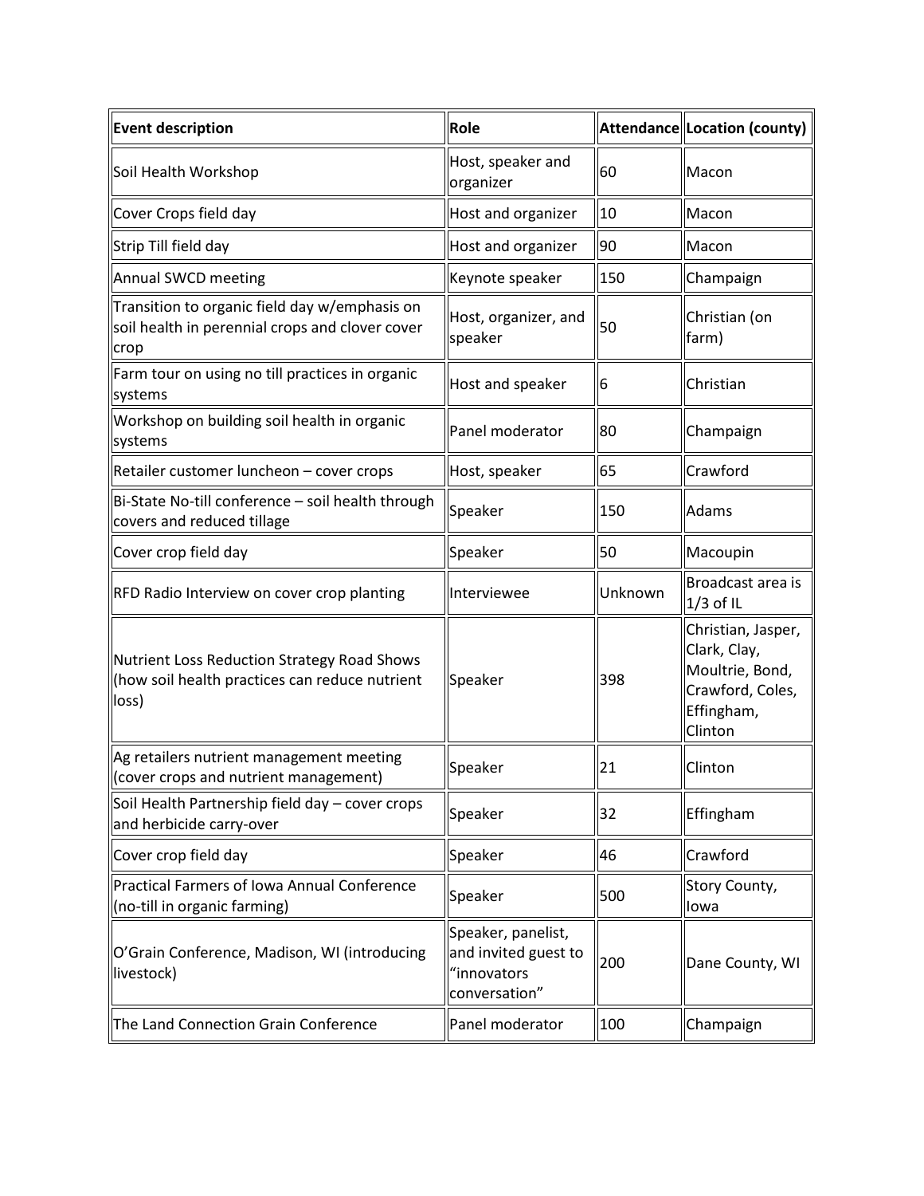| Event description | Role | Attendance | Location (county) |
| --- | --- | --- | --- |
| Soil Health Workshop | Host, speaker and organizer | 60 | Macon |
| Cover Crops field day | Host and organizer | 10 | Macon |
| Strip Till field day | Host and organizer | 90 | Macon |
| Annual SWCD meeting | Keynote speaker | 150 | Champaign |
| Transition to organic field day w/emphasis on soil health in perennial crops and clover cover crop | Host, organizer, and speaker | 50 | Christian (on farm) |
| Farm tour on using no till practices in organic systems | Host and speaker | 6 | Christian |
| Workshop on building soil health in organic systems | Panel moderator | 80 | Champaign |
| Retailer customer luncheon – cover crops | Host, speaker | 65 | Crawford |
| Bi-State No-till conference – soil health through covers and reduced tillage | Speaker | 150 | Adams |
| Cover crop field day | Speaker | 50 | Macoupin |
| RFD Radio Interview on cover crop planting | Interviewee | Unknown | Broadcast area is 1/3 of IL |
| Nutrient Loss Reduction Strategy Road Shows (how soil health practices can reduce nutrient loss) | Speaker | 398 | Christian, Jasper, Clark, Clay, Moultrie, Bond, Crawford, Coles, Effingham, Clinton |
| Ag retailers nutrient management meeting (cover crops and nutrient management) | Speaker | 21 | Clinton |
| Soil Health Partnership field day – cover crops and herbicide carry-over | Speaker | 32 | Effingham |
| Cover crop field day | Speaker | 46 | Crawford |
| Practical Farmers of Iowa Annual Conference (no-till in organic farming) | Speaker | 500 | Story County, Iowa |
| O'Grain Conference, Madison, WI (introducing livestock) | Speaker, panelist, and invited guest to "innovators conversation" | 200 | Dane County, WI |
| The Land Connection Grain Conference | Panel moderator | 100 | Champaign |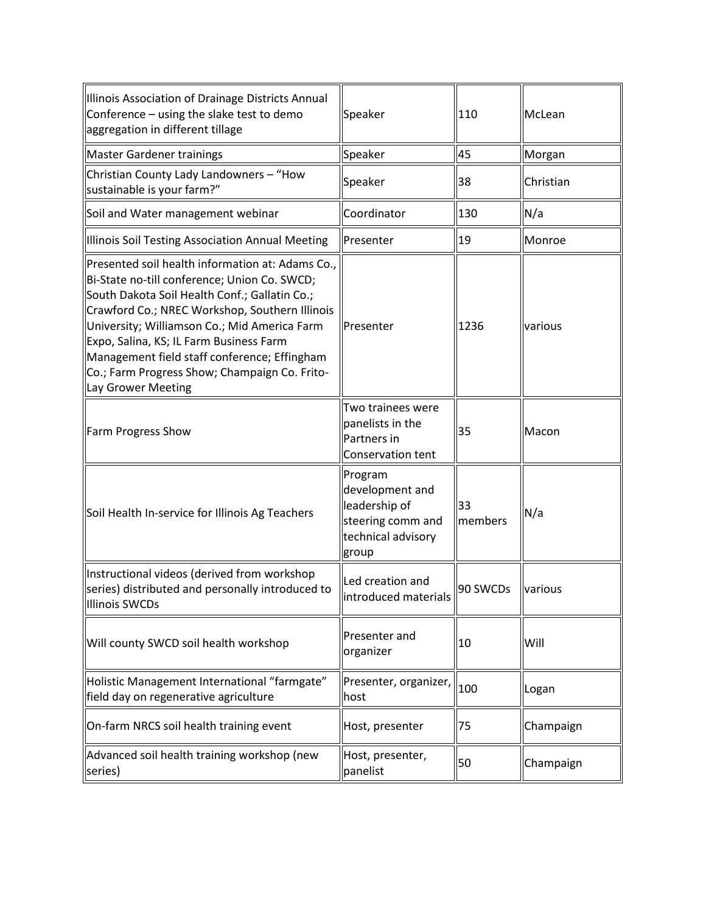| | | | |
|---|---|---|---|
| Illinois Association of Drainage Districts Annual Conference – using the slake test to demo aggregation in different tillage | Speaker | 110 | McLean |
| Master Gardener trainings | Speaker | 45 | Morgan |
| Christian County Lady Landowners – "How sustainable is your farm?" | Speaker | 38 | Christian |
| Soil and Water management webinar | Coordinator | 130 | N/a |
| Illinois Soil Testing Association Annual Meeting | Presenter | 19 | Monroe |
| Presented soil health information at: Adams Co., Bi-State no-till conference; Union Co. SWCD; South Dakota Soil Health Conf.; Gallatin Co.; Crawford Co.; NREC Workshop, Southern Illinois University; Williamson Co.; Mid America Farm Expo, Salina, KS; IL Farm Business Farm Management field staff conference; Effingham Co.; Farm Progress Show; Champaign Co. Frito-Lay Grower Meeting | Presenter | 1236 | various |
| Farm Progress Show | Two trainees were panelists in the Partners in Conservation tent | 35 | Macon |
| Soil Health In-service for Illinois Ag Teachers | Program development and leadership of steering comm and technical advisory group | 33 members | N/a |
| Instructional videos (derived from workshop series) distributed and personally introduced to Illinois SWCDs | Led creation and introduced materials | 90 SWCDs | various |
| Will county SWCD soil health workshop | Presenter and organizer | 10 | Will |
| Holistic Management International "farmgate" field day on regenerative agriculture | Presenter, organizer, host | 100 | Logan |
| On-farm NRCS soil health training event | Host, presenter | 75 | Champaign |
| Advanced soil health training workshop (new series) | Host, presenter, panelist | 50 | Champaign |